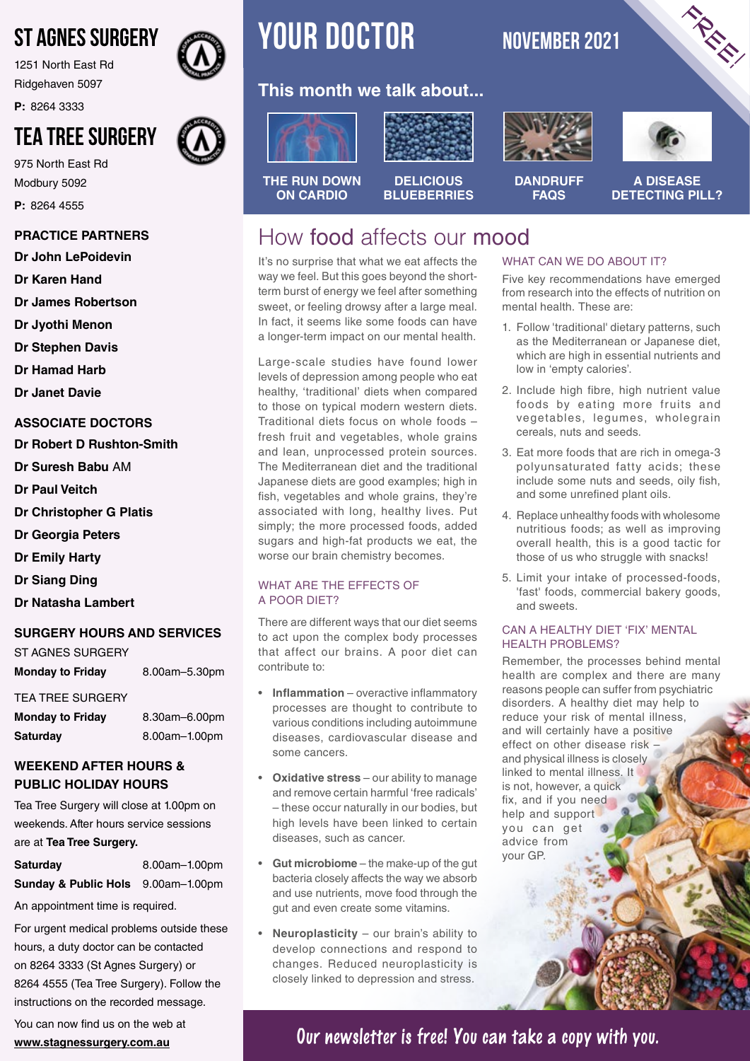# ST AGNES SURGERY

1251 North East Rd
Ridgehaven 5097

**P:** 8264 3333

# TEA TREE SURGERY

975 North East Rd
Modbury 5092

**P:** 8264 4555

**PRACTICE PARTNERS**

**Dr John LePoidevin**
**Dr Karen Hand**
**Dr James Robertson**
**Dr Jyothi Menon**
**Dr Stephen Davis**
**Dr Hamad Harb**
**Dr Janet Davie**

**ASSOCIATE DOCTORS**

**Dr Robert D Rushton-Smith**
**Dr Suresh Babu** AM
**Dr Paul Veitch**
**Dr Christopher G Platis**
**Dr Georgia Peters**
**Dr Emily Harty**
**Dr Siang Ding**
**Dr Natasha Lambert**

**SURGERY HOURS AND SERVICES**

ST AGNES SURGERY

| | |
|---|---|
| **Monday to Friday** | 8.00am–5.30pm |

TEA TREE SURGERY

| | |
|---|---|
| **Monday to Friday** | 8.30am–6.00pm |
| **Saturday** | 8.00am–1.00pm |

**WEEKEND AFTER HOURS & PUBLIC HOLIDAY HOURS**

Tea Tree Surgery will close at 1.00pm on weekends. After hours service sessions are at **Tea Tree Surgery.**

| | |
|---|---|
| **Saturday** | 8.00am–1.00pm |
| **Sunday & Public Hols** | 9.00am–1.00pm |

An appointment time is required.

For urgent medical problems outside these hours, a duty doctor can be contacted on 8264 3333 (St Agnes Surgery) or 8264 4555 (Tea Tree Surgery). Follow the instructions on the recorded message.

You can now find us on the web at **www.stagnessurgery.com.au**

# YOUR DOCTOR

**NOVEMBER 2021**

FREE!

## This month we talk about...

- THE RUN DOWN ON CARDIO
- DELICIOUS BLUEBERRIES
- DANDRUFF FAQS
- A DISEASE DETECTING PILL?

# How food affects our mood

It's no surprise that what we eat affects the way we feel. But this goes beyond the short-term burst of energy we feel after something sweet, or feeling drowsy after a large meal. In fact, it seems like some foods can have a longer-term impact on our mental health.

Large-scale studies have found lower levels of depression among people who eat healthy, 'traditional' diets when compared to those on typical modern western diets. Traditional diets focus on whole foods – fresh fruit and vegetables, whole grains and lean, unprocessed protein sources. The Mediterranean diet and the traditional Japanese diets are good examples; high in fish, vegetables and whole grains, they're associated with long, healthy lives. Put simply; the more processed foods, added sugars and high-fat products we eat, the worse our brain chemistry becomes.

### WHAT ARE THE EFFECTS OF A POOR DIET?

There are different ways that our diet seems to act upon the complex body processes that affect our brains. A poor diet can contribute to:

- **Inflammation** – overactive inflammatory processes are thought to contribute to various conditions including autoimmune diseases, cardiovascular disease and some cancers.
- **Oxidative stress** – our ability to manage and remove certain harmful 'free radicals' – these occur naturally in our bodies, but high levels have been linked to certain diseases, such as cancer.
- **Gut microbiome** – the make-up of the gut bacteria closely affects the way we absorb and use nutrients, move food through the gut and even create some vitamins.
- **Neuroplasticity** – our brain's ability to develop connections and respond to changes. Reduced neuroplasticity is closely linked to depression and stress.

### WHAT CAN WE DO ABOUT IT?

Five key recommendations have emerged from research into the effects of nutrition on mental health. These are:

1. Follow 'traditional' dietary patterns, such as the Mediterranean or Japanese diet, which are high in essential nutrients and low in 'empty calories'.
2. Include high fibre, high nutrient value foods by eating more fruits and vegetables, legumes, wholegrain cereals, nuts and seeds.
3. Eat more foods that are rich in omega-3 polyunsaturated fatty acids; these include some nuts and seeds, oily fish, and some unrefined plant oils.
4. Replace unhealthy foods with wholesome nutritious foods; as well as improving overall health, this is a good tactic for those of us who struggle with snacks!
5. Limit your intake of processed-foods, 'fast' foods, commercial bakery goods, and sweets.

### CAN A HEALTHY DIET 'FIX' MENTAL HEALTH PROBLEMS?

Remember, the processes behind mental health are complex and there are many reasons people can suffer from psychiatric disorders. A healthy diet may help to reduce your risk of mental illness, and will certainly have a positive effect on other disease risk – and physical illness is closely linked to mental illness. It is not, however, a quick fix, and if you need help and support you can get advice from your GP.

**Our newsletter is free! You can take a copy with you.**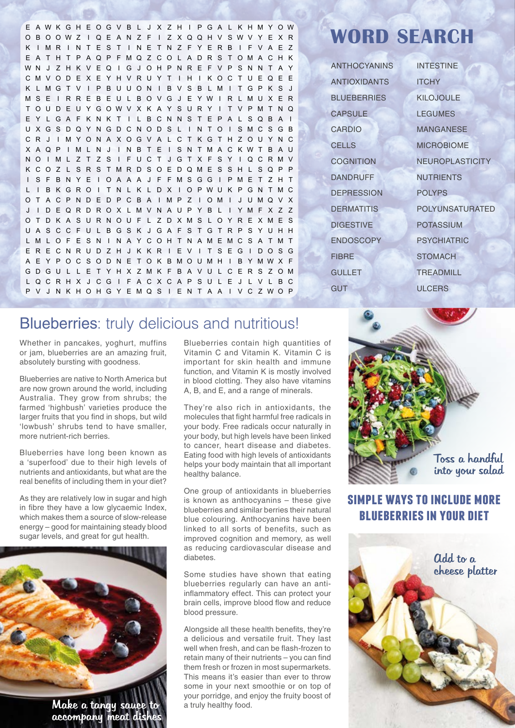# WORD SEARCH

```
E A W K G H E O G V B L J X Z H I P G A L K H M Y O W
O B O O W Z I Q E A N Z F I Z X Q Q H V S W V Y E X R
K I M R I N T E S T I N E T N Z F Y E R B I F V A E Z
E A T H T P A Q P F M Q Z C O L A D R S T O M A C H K
W N J Z H K V E Q I G J O H P N R E F V P S N N T A Y
C M V O D E X E Y H V R U Y T I H I K O C T U E Q E E
K L M G T V I P B U U O N I B V S B L M I T G P K S J
M S E I R R E B E U L B O V G J E Y W I R L M U X E R
T O U D E U Y G O W V X K A Y S U R Y I T V P M T N Q
E Y L G A F K N K T I L B C N N S T E P A L S Q B A I
U X G S D Q Y N G D C N O D S L I N T O I S M C S G B
C R J I M Y O N A X O G V A L C T K G T H Z O U Y N C
X A Q P I M L N J I N B T E I S N T M A C K W T B A U
N O I M L Z T Z S I F U C T J G T X F S Y I Q C R M V
K C O Z L S R S T M R D S O E D Q M E S S H L S Q P P
I S F B N Y E I O A A A J F F M S G G I P M E T Z H T
L I B K G R O I T N L K L D X I O P W U K P G N T M C
O T A C P N D E D P C B A I M P Z I O M I J U M Q V X
J I D E Q R D R O X L M V N A U P Y B L I Y M F X Z Z
O T D K A S U R N O U F L Z D X M S L O Y R E X M E S
U A S C C F U L B G S K J G A F S T G T R P S Y U H H
L M L O F E S N I N A Y C O H T N A M E M C S A T M T
E R E C N R U D Z H J K K R I E V I T S E G I D O S G
A E Y P O C S O D N E T O K B M O U M H I B Y M W X F
G D G U L L E T Y H X Z M K F B A V U L C E R S Z O M
L Q C R H X J C G I F A C X C A P S U L E J L V L B C
P V J N K H O H G Y E M Q S I E N T A A I V C Z W O P
```

| | |
|---|---|
| ANTHOCYANINS | INTESTINE |
| ANTIOXIDANTS | ITCHY |
| BLUEBERRIES | KILOJOULE |
| CAPSULE | LEGUMES |
| CARDIO | MANGANESE |
| CELLS | MICROBIOME |
| COGNITION | NEUROPLASTICITY |
| DANDRUFF | NUTRIENTS |
| DEPRESSION | POLYPS |
| DERMATITIS | POLYUNSATURATED |
| DIGESTIVE | POTASSIUM |
| ENDOSCOPY | PSYCHIATRIC |
| FIBRE | STOMACH |
| GULLET | TREADMILL |
| GUT | ULCERS |

## Blueberries: truly delicious and nutritious!

Whether in pancakes, yoghurt, muffins or jam, blueberries are an amazing fruit, absolutely bursting with goodness.

Blueberries are native to North America but are now grown around the world, including Australia. They grow from shrubs; the farmed 'highbush' varieties produce the larger fruits that you find in shops, but wild 'lowbush' shrubs tend to have smaller, more nutrient-rich berries.

Blueberries have long been known as a 'superfood' due to their high levels of nutrients and antioxidants, but what are the real benefits of including them in your diet?

As they are relatively low in sugar and high in fibre they have a low glycaemic Index, which makes them a source of slow-release energy – good for maintaining steady blood sugar levels, and great for gut health.

Make a tangy sauce to accompany meat dishes

Blueberries contain high quantities of Vitamin C and Vitamin K. Vitamin C is important for skin health and immune function, and Vitamin K is mostly involved in blood clotting. They also have vitamins A, B, and E, and a range of minerals.

They're also rich in antioxidants, the molecules that fight harmful free radicals in your body. Free radicals occur naturally in your body, but high levels have been linked to cancer, heart disease and diabetes. Eating food with high levels of antioxidants helps your body maintain that all important healthy balance.

One group of antioxidants in blueberries is known as anthocyanins – these give blueberries and similar berries their natural blue colouring. Anthocyanins have been linked to all sorts of benefits, such as improved cognition and memory, as well as reducing cardiovascular disease and diabetes.

Some studies have shown that eating blueberries regularly can have an anti-inflammatory effect. This can protect your brain cells, improve blood flow and reduce blood pressure.

Alongside all these health benefits, they're a delicious and versatile fruit. They last well when fresh, and can be flash-frozen to retain many of their nutrients – you can find them fresh or frozen in most supermarkets. This means it's easier than ever to throw some in your next smoothie or on top of your porridge, and enjoy the fruity boost of a truly healthy food.

Toss a handful into your salad

## SIMPLE WAYS TO INCLUDE MORE BLUEBERRIES IN YOUR DIET

Add to a cheese platter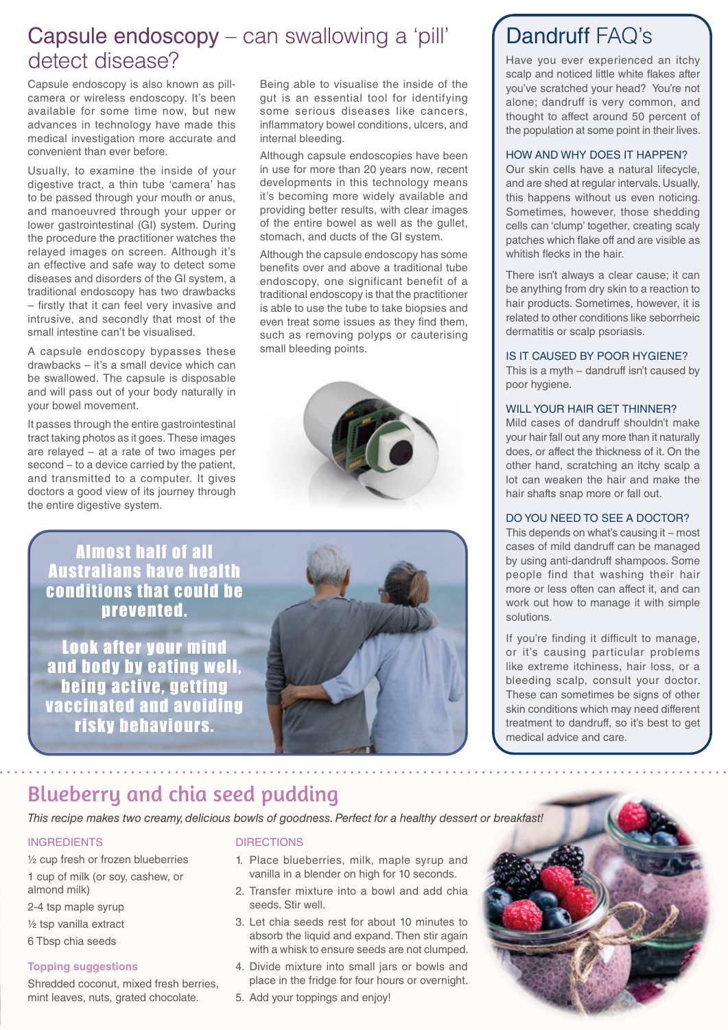## Capsule endoscopy – can swallowing a 'pill' detect disease?

Capsule endoscopy is also known as pill-camera or wireless endoscopy. It's been available for some time now, but new advances in technology have made this medical investigation more accurate and convenient than ever before.

Usually, to examine the inside of your digestive tract, a thin tube 'camera' has to be passed through your mouth or anus, and manoeuvred through your upper or lower gastrointestinal (GI) system. During the procedure the practitioner watches the relayed images on screen. Although it's an effective and safe way to detect some diseases and disorders of the GI system, a traditional endoscopy has two drawbacks – firstly that it can feel very invasive and intrusive, and secondly that most of the small intestine can't be visualised.

A capsule endoscopy bypasses these drawbacks – it's a small device which can be swallowed. The capsule is disposable and will pass out of your body naturally in your bowel movement.

It passes through the entire gastrointestinal tract taking photos as it goes. These images are relayed – at a rate of two images per second – to a device carried by the patient, and transmitted to a computer. It gives doctors a good view of its journey through the entire digestive system.

Being able to visualise the inside of the gut is an essential tool for identifying some serious diseases like cancers, inflammatory bowel conditions, ulcers, and internal bleeding.

Although capsule endoscopies have been in use for more than 20 years now, recent developments in this technology means it's becoming more widely available and providing better results, with clear images of the entire bowel as well as the gullet, stomach, and ducts of the GI system.

Although the capsule endoscopy has some benefits over and above a traditional tube endoscopy, one significant benefit of a traditional endoscopy is that the practitioner is able to use the tube to take biopsies and even treat some issues as they find them, such as removing polyps or cauterising small bleeding points.

**Almost half of all Australians have health conditions that could be prevented.**

**Look after your mind and body by eating well, being active, getting vaccinated and avoiding risky behaviours.**

## Dandruff FAQ's

Have you ever experienced an itchy scalp and noticed little white flakes after you've scratched your head? You're not alone; dandruff is very common, and thought to affect around 50 percent of the population at some point in their lives.

### HOW AND WHY DOES IT HAPPEN?

Our skin cells have a natural lifecycle, and are shed at regular intervals. Usually, this happens without us even noticing. Sometimes, however, those shedding cells can 'clump' together, creating scaly patches which flake off and are visible as whitish flecks in the hair.

There isn't always a clear cause; it can be anything from dry skin to a reaction to hair products. Sometimes, however, it is related to other conditions like seborrheic dermatitis or scalp psoriasis.

### IS IT CAUSED BY POOR HYGIENE?

This is a myth – dandruff isn't caused by poor hygiene.

### WILL YOUR HAIR GET THINNER?

Mild cases of dandruff shouldn't make your hair fall out any more than it naturally does, or affect the thickness of it. On the other hand, scratching an itchy scalp a lot can weaken the hair and make the hair shafts snap more or fall out.

### DO YOU NEED TO SEE A DOCTOR?

This depends on what's causing it – most cases of mild dandruff can be managed by using anti-dandruff shampoos. Some people find that washing their hair more or less often can affect it, and can work out how to manage it with simple solutions.

If you're finding it difficult to manage, or it's causing particular problems like extreme itchiness, hair loss, or a bleeding scalp, consult your doctor. These can sometimes be signs of other skin conditions which may need different treatment to dandruff, so it's best to get medical advice and care.

## Blueberry and chia seed pudding

*This recipe makes two creamy, delicious bowls of goodness. Perfect for a healthy dessert or breakfast!*

### INGREDIENTS

½ cup fresh or frozen blueberries

1 cup of milk (or soy, cashew, or almond milk)

2-4 tsp maple syrup

½ tsp vanilla extract

6 Tbsp chia seeds

**Topping suggestions**

Shredded coconut, mixed fresh berries, mint leaves, nuts, grated chocolate.

### DIRECTIONS

1. Place blueberries, milk, maple syrup and vanilla in a blender on high for 10 seconds.
2. Transfer mixture into a bowl and add chia seeds. Stir well.
3. Let chia seeds rest for about 10 minutes to absorb the liquid and expand. Then stir again with a whisk to ensure seeds are not clumped.
4. Divide mixture into small jars or bowls and place in the fridge for four hours or overnight.
5. Add your toppings and enjoy!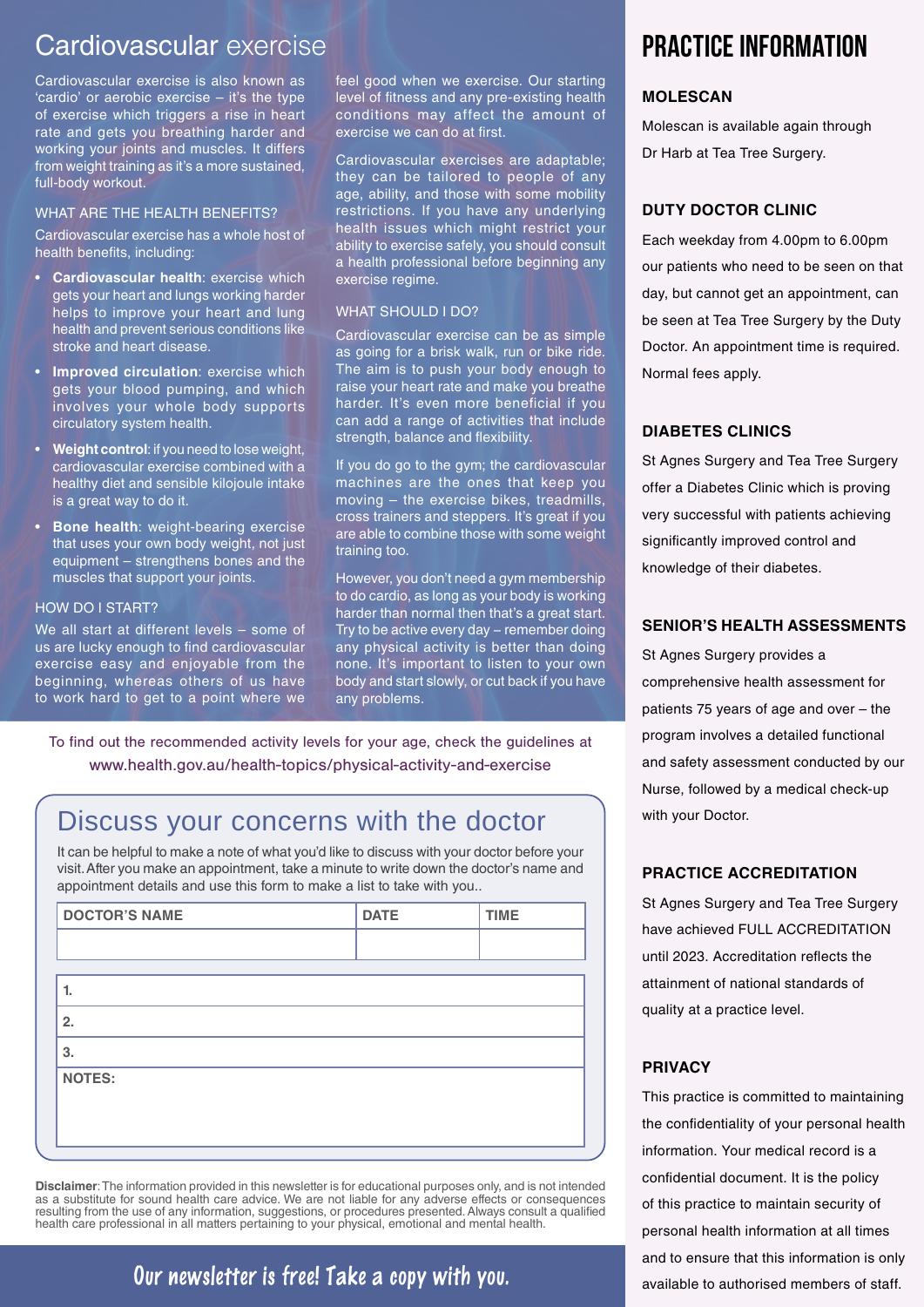# Cardiovascular exercise

Cardiovascular exercise is also known as 'cardio' or aerobic exercise – it's the type of exercise which triggers a rise in heart rate and gets you breathing harder and working your joints and muscles. It differs from weight training as it's a more sustained, full-body workout.

## WHAT ARE THE HEALTH BENEFITS?

Cardiovascular exercise has a whole host of health benefits, including:

- **Cardiovascular health**: exercise which gets your heart and lungs working harder helps to improve your heart and lung health and prevent serious conditions like stroke and heart disease.
- **Improved circulation**: exercise which gets your blood pumping, and which involves your whole body supports circulatory system health.
- **Weight control**: if you need to lose weight, cardiovascular exercise combined with a healthy diet and sensible kilojoule intake is a great way to do it.
- **Bone health**: weight-bearing exercise that uses your own body weight, not just equipment – strengthens bones and the muscles that support your joints.

## HOW DO I START?

We all start at different levels – some of us are lucky enough to find cardiovascular exercise easy and enjoyable from the beginning, whereas others of us have to work hard to get to a point where we feel good when we exercise. Our starting level of fitness and any pre-existing health conditions may affect the amount of exercise we can do at first.

Cardiovascular exercises are adaptable; they can be tailored to people of any age, ability, and those with some mobility restrictions. If you have any underlying health issues which might restrict your ability to exercise safely, you should consult a health professional before beginning any exercise regime.

## WHAT SHOULD I DO?

Cardiovascular exercise can be as simple as going for a brisk walk, run or bike ride. The aim is to push your body enough to raise your heart rate and make you breathe harder. It's even more beneficial if you can add a range of activities that include strength, balance and flexibility.

If you do go to the gym; the cardiovascular machines are the ones that keep you moving – the exercise bikes, treadmills, cross trainers and steppers. It's great if you are able to combine those with some weight training too.

However, you don't need a gym membership to do cardio, as long as your body is working harder than normal then that's a great start. Try to be active every day – remember doing any physical activity is better than doing none. It's important to listen to your own body and start slowly, or cut back if you have any problems.

To find out the recommended activity levels for your age, check the guidelines at www.health.gov.au/health-topics/physical-activity-and-exercise

# Discuss your concerns with the doctor

It can be helpful to make a note of what you'd like to discuss with your doctor before your visit. After you make an appointment, take a minute to write down the doctor's name and appointment details and use this form to make a list to take with you..

| DOCTOR'S NAME | DATE | TIME |
|---|---|---|
| | | |

1.

2.

3.

NOTES:

**Disclaimer**: The information provided in this newsletter is for educational purposes only, and is not intended as a substitute for sound health care advice. We are not liable for any adverse effects or consequences resulting from the use of any information, suggestions, or procedures presented. Always consult a qualified health care professional in all matters pertaining to your physical, emotional and mental health.

**Our newsletter is free! Take a copy with you.**

# PRACTICE INFORMATION

## MOLESCAN

Molescan is available again through Dr Harb at Tea Tree Surgery.

## DUTY DOCTOR CLINIC

Each weekday from 4.00pm to 6.00pm our patients who need to be seen on that day, but cannot get an appointment, can be seen at Tea Tree Surgery by the Duty Doctor. An appointment time is required. Normal fees apply.

## DIABETES CLINICS

St Agnes Surgery and Tea Tree Surgery offer a Diabetes Clinic which is proving very successful with patients achieving significantly improved control and knowledge of their diabetes.

## SENIOR'S HEALTH ASSESSMENTS

St Agnes Surgery provides a comprehensive health assessment for patients 75 years of age and over – the program involves a detailed functional and safety assessment conducted by our Nurse, followed by a medical check-up with your Doctor.

## PRACTICE ACCREDITATION

St Agnes Surgery and Tea Tree Surgery have achieved FULL ACCREDITATION until 2023. Accreditation reflects the attainment of national standards of quality at a practice level.

## PRIVACY

This practice is committed to maintaining the confidentiality of your personal health information. Your medical record is a confidential document. It is the policy of this practice to maintain security of personal health information at all times and to ensure that this information is only available to authorised members of staff.